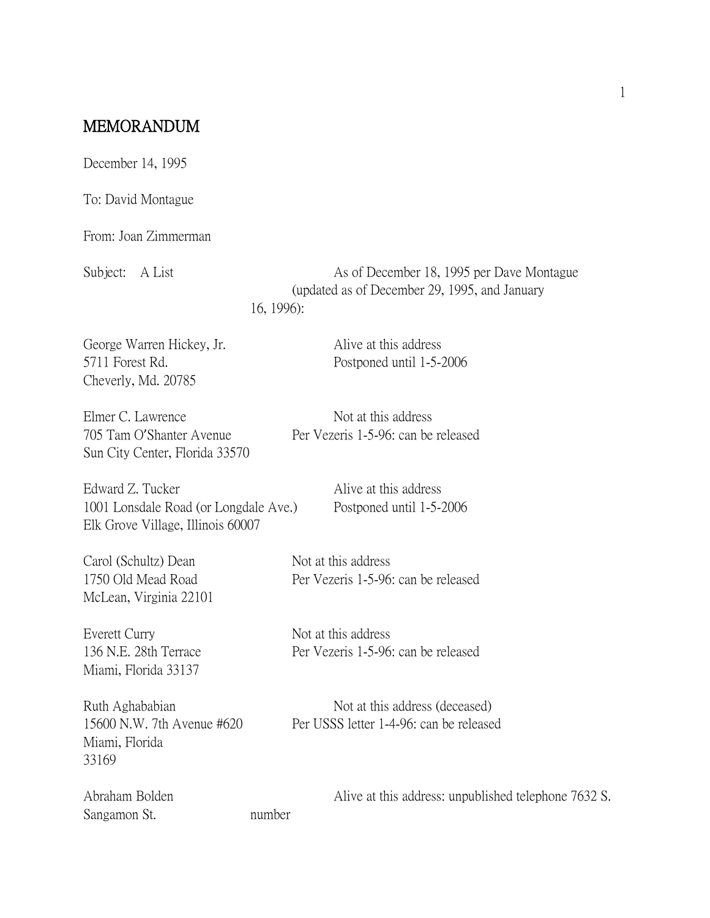# MEMORANDUM

December 14, 1995

To: David Montague

From: Joan Zimmerman

Subject: A List

As of December 18, 1995 per Dave Montague (updated as of December 29, 1995, and January 16, 1996):

George Warren Hickey, Jr.
5711 Forest Rd.
Cheverly, Md. 20785

Alive at this address
Postponed until 1-5-2006

Elmer C. Lawrence
705 Tam O'Shanter Avenue
Sun City Center, Florida 33570

Not at this address
Per Vezeris 1-5-96: can be released

Edward Z. Tucker
1001 Lonsdale Road (or Longdale Ave.)
Elk Grove Village, Illinois 60007

Alive at this address
Postponed until 1-5-2006

Carol (Schultz) Dean
1750 Old Mead Road
McLean, Virginia 22101

Not at this address
Per Vezeris 1-5-96: can be released

Everett Curry
136 N.E. 28th Terrace
Miami, Florida 33137

Not at this address
Per Vezeris 1-5-96: can be released

Ruth Aghababian
15600 N.W. 7th Avenue #620
Miami, Florida
33169

Not at this address (deceased)
Per USSS letter 1-4-96: can be released

Abraham Bolden
7632 S. Sangamon St.

Alive at this address: unpublished telephone number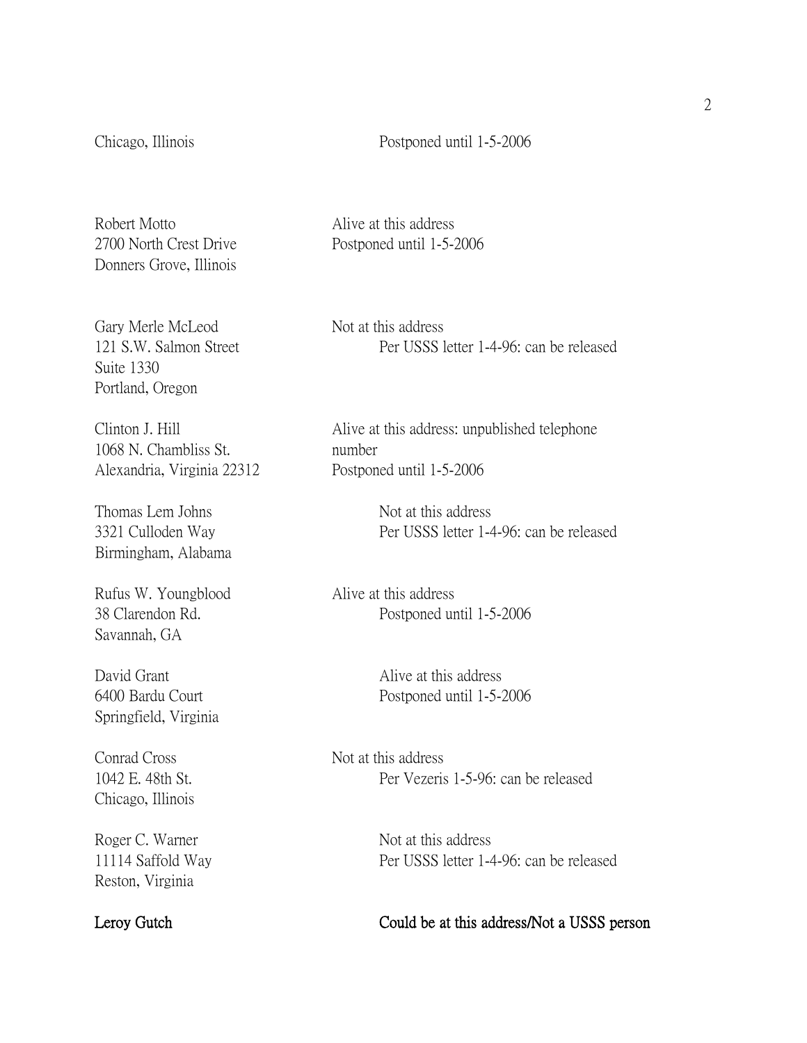Chicago, Illinois — Postponed until 1-5-2006

Robert Motto
2700 North Crest Drive
Donners Grove, Illinois
Alive at this address
Postponed until 1-5-2006

Gary Merle McLeod
121 S.W. Salmon Street
Suite 1330
Portland, Oregon
Not at this address
Per USSS letter 1-4-96: can be released

Clinton J. Hill
1068 N. Chambliss St.
Alexandria, Virginia 22312
Alive at this address: unpublished telephone number
Postponed until 1-5-2006

Thomas Lem Johns
3321 Culloden Way
Birmingham, Alabama
Not at this address
Per USSS letter 1-4-96: can be released

Rufus W. Youngblood
38 Clarendon Rd.
Savannah, GA
Alive at this address
Postponed until 1-5-2006

David Grant
6400 Bardu Court
Springfield, Virginia
Alive at this address
Postponed until 1-5-2006

Conrad Cross
1042 E. 48th St.
Chicago, Illinois
Not at this address
Per Vezeris 1-5-96: can be released

Roger C. Warner
11114 Saffold Way
Reston, Virginia
Not at this address
Per USSS letter 1-4-96: can be released

**Leroy Gutch** — **Could be at this address/Not a USSS person**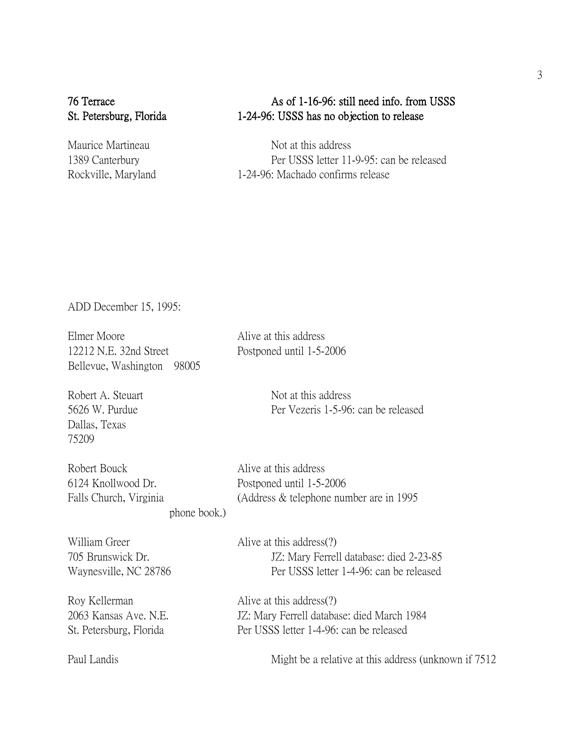**76 Terrace** — **As of 1-16-96: still need info. from USSS**
**St. Petersburg, Florida** — **1-24-96: USSS has no objection to release**

Maurice Martineau — Not at this address
1389 Canterbury — Per USSS letter 11-9-95: can be released
Rockville, Maryland — 1-24-96: Machado confirms release

ADD December 15, 1995:

Elmer Moore — Alive at this address
12212 N.E. 32nd Street — Postponed until 1-5-2006
Bellevue, Washington 98005

Robert A. Steuart — Not at this address
5626 W. Purdue — Per Vezeris 1-5-96: can be released
Dallas, Texas
75209

Robert Bouck — Alive at this address
6124 Knollwood Dr. — Postponed until 1-5-2006
Falls Church, Virginia — (Address & telephone number are in 1995 phone book.)

William Greer — Alive at this address(?)
705 Brunswick Dr. — JZ: Mary Ferrell database: died 2-23-85
Waynesville, NC 28786 — Per USSS letter 1-4-96: can be released

Roy Kellerman — Alive at this address(?)
2063 Kansas Ave. N.E. — JZ: Mary Ferrell database: died March 1984
St. Petersburg, Florida — Per USSS letter 1-4-96: can be released

Paul Landis — Might be a relative at this address (unknown if 7512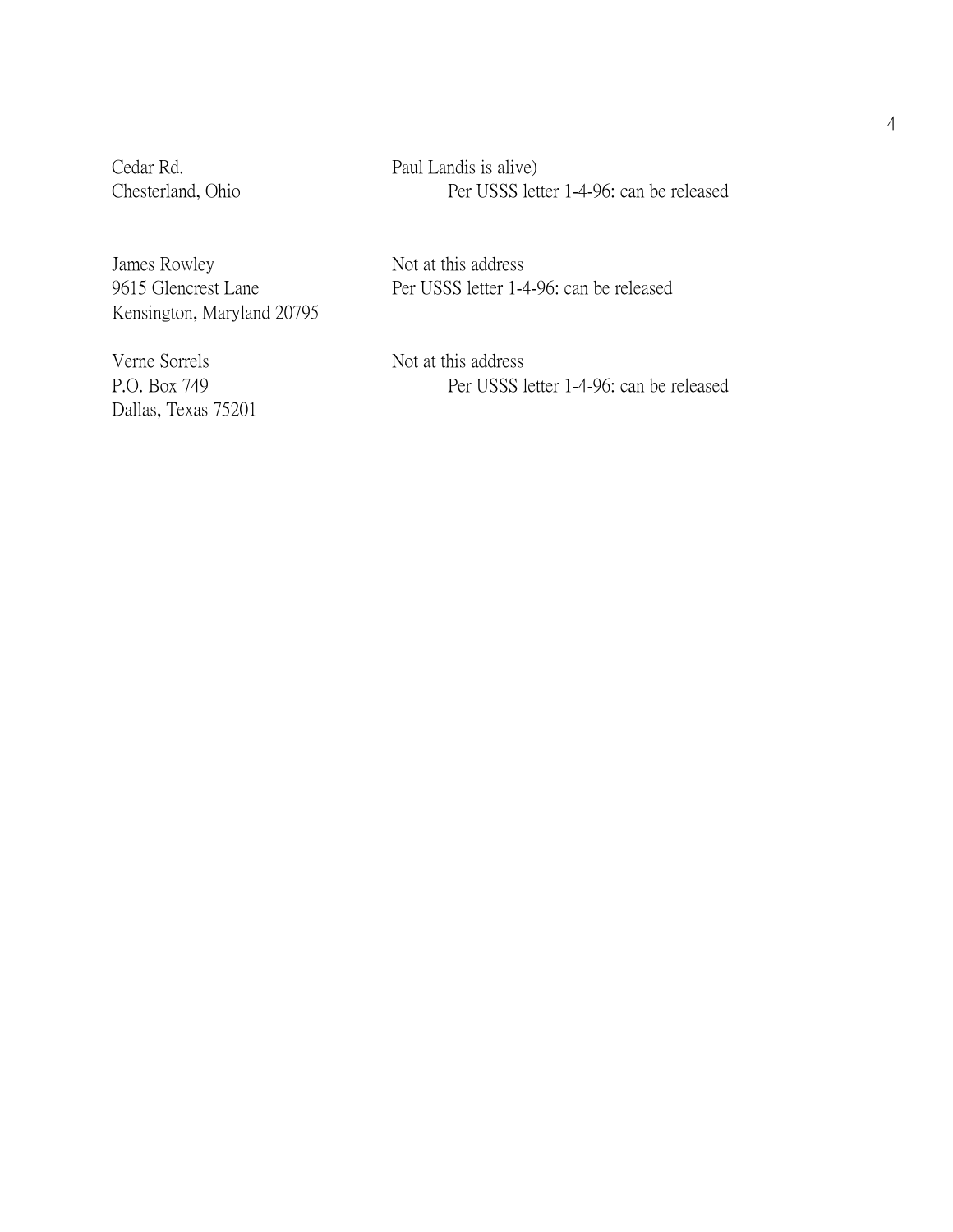| | |
|---|---|
| Cedar Rd.<br>Chesterland, Ohio | Paul Landis is alive)<br>Per USSS letter 1-4-96: can be released |
| James Rowley<br>9615 Glencrest Lane<br>Kensington, Maryland 20795 | Not at this address<br>Per USSS letter 1-4-96: can be released |
| Verne Sorrels<br>P.O. Box 749<br>Dallas, Texas 75201 | Not at this address<br>Per USSS letter 1-4-96: can be released |